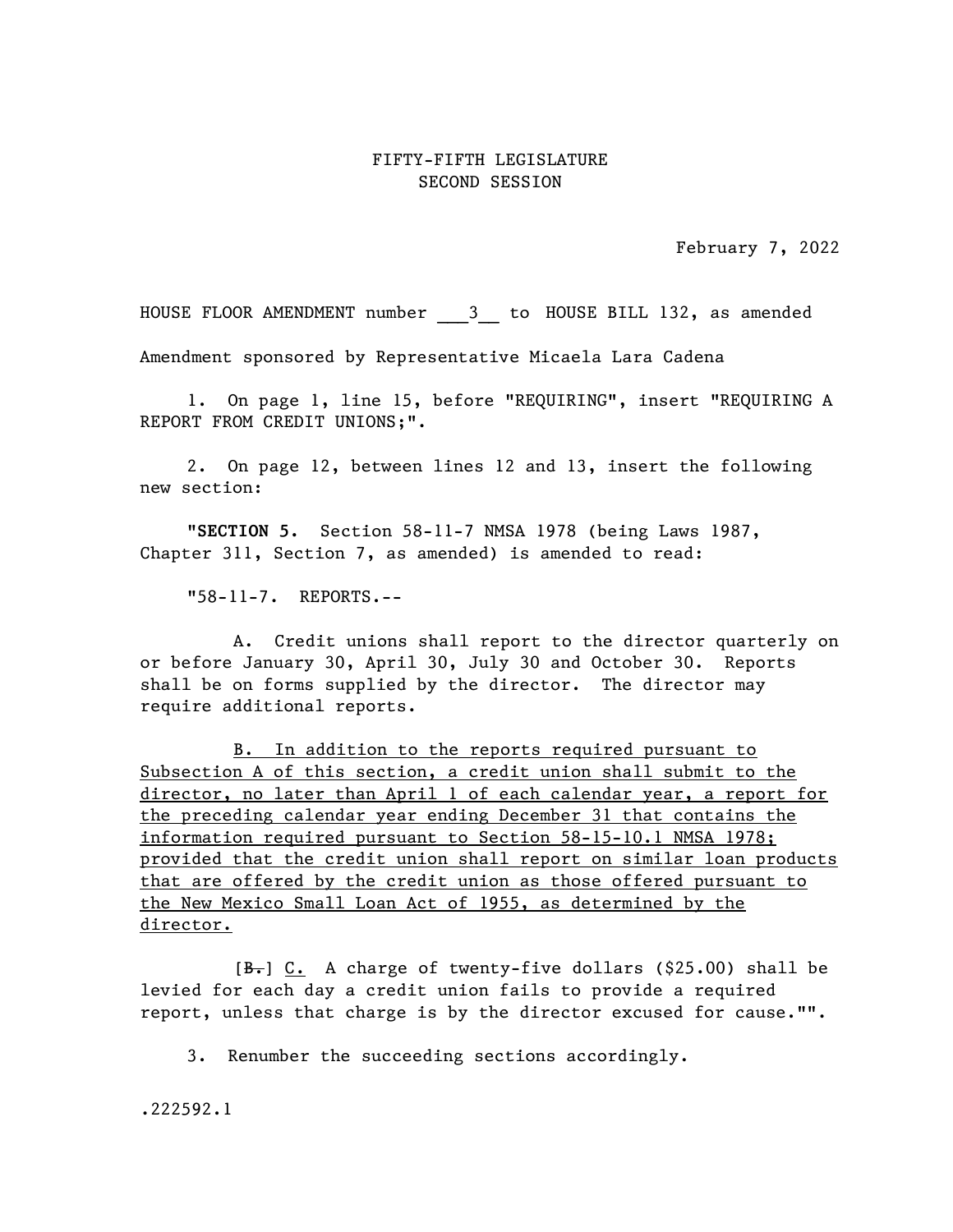FIFTY-FIFTH LEGISLATURE
SECOND SESSION

February 7, 2022

HOUSE FLOOR AMENDMENT number ___3__ to HOUSE BILL 132, as amended

Amendment sponsored by Representative Micaela Lara Cadena

1. On page 1, line 15, before "REQUIRING", insert "REQUIRING A REPORT FROM CREDIT UNIONS;".

2. On page 12, between lines 12 and 13, insert the following new section:

"**SECTION 5.** Section 58-11-7 NMSA 1978 (being Laws 1987, Chapter 311, Section 7, as amended) is amended to read:

"58-11-7. REPORTS.--

A. Credit unions shall report to the director quarterly on or before January 30, April 30, July 30 and October 30. Reports shall be on forms supplied by the director. The director may require additional reports.

<u>B. In addition to the reports required pursuant to Subsection A of this section, a credit union shall submit to the director, no later than April 1 of each calendar year, a report for the preceding calendar year ending December 31 that contains the information required pursuant to Section 58-15-10.1 NMSA 1978; provided that the credit union shall report on similar loan products that are offered by the credit union as those offered pursuant to the New Mexico Small Loan Act of 1955, as determined by the director.</u>

[~~B.~~] <u>C.</u> A charge of twenty-five dollars ($25.00) shall be levied for each day a credit union fails to provide a required report, unless that charge is by the director excused for cause."".

3. Renumber the succeeding sections accordingly.

.222592.1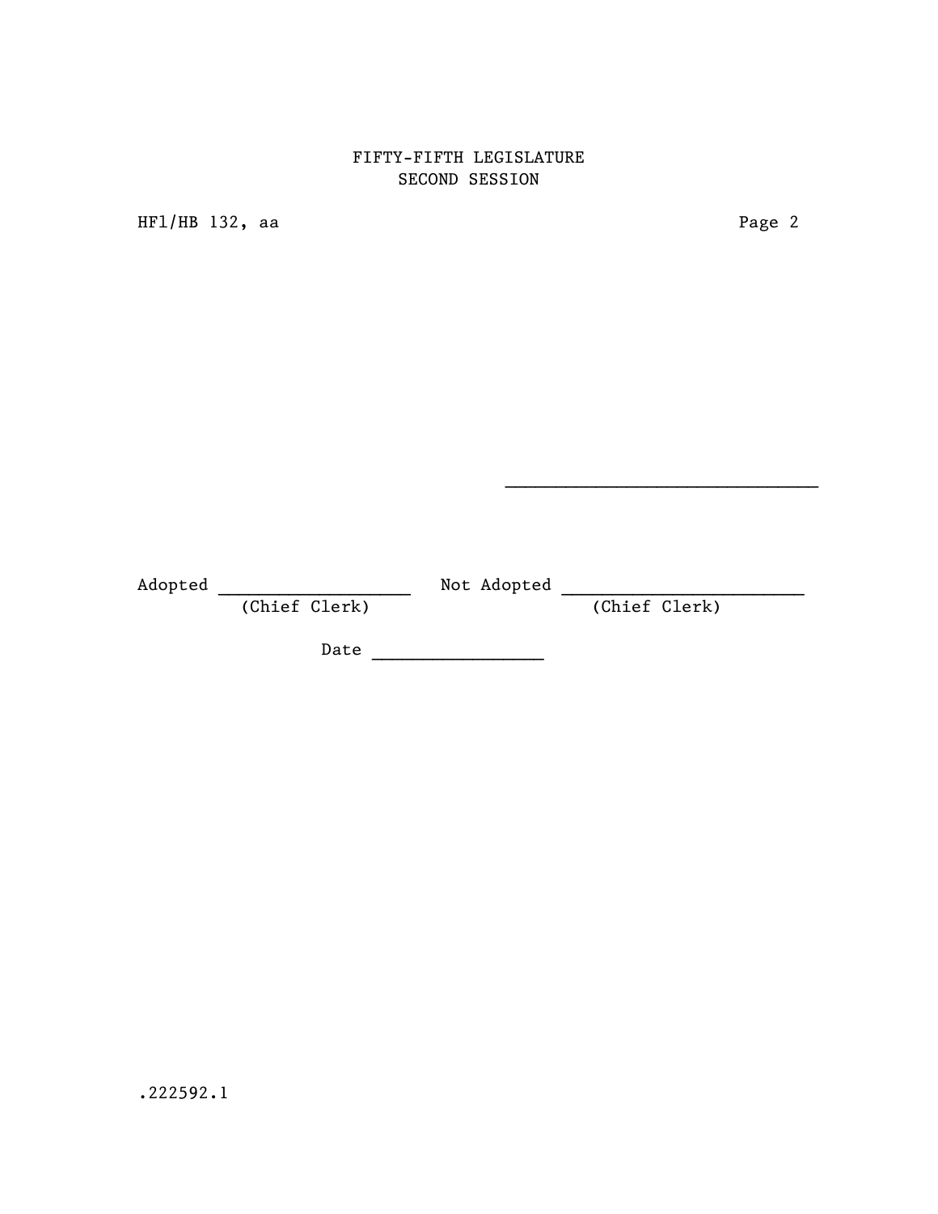FIFTY-FIFTH LEGISLATURE
SECOND SESSION

HFl/HB 132, aa

\_\_\_\_\_\_\_\_\_\_\_\_\_\_\_\_\_\_\_\_\_\_\_\_\_\_\_\_\_\_\_

Adopted \_\_\_\_\_\_\_\_\_\_\_\_\_\_\_\_\_\_\_ Not Adopted \_\_\_\_\_\_\_\_\_\_\_\_\_\_\_\_\_\_\_\_\_\_\_\_
(Chief Clerk) (Chief Clerk)

Date \_\_\_\_\_\_\_\_\_\_\_\_\_\_\_\_\_

.222592.1